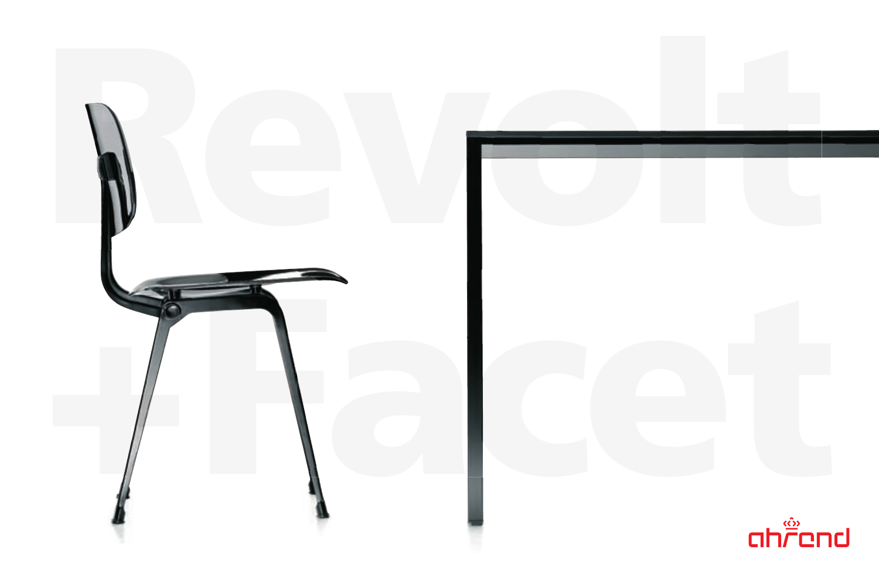# Revolt +Facet

ahrend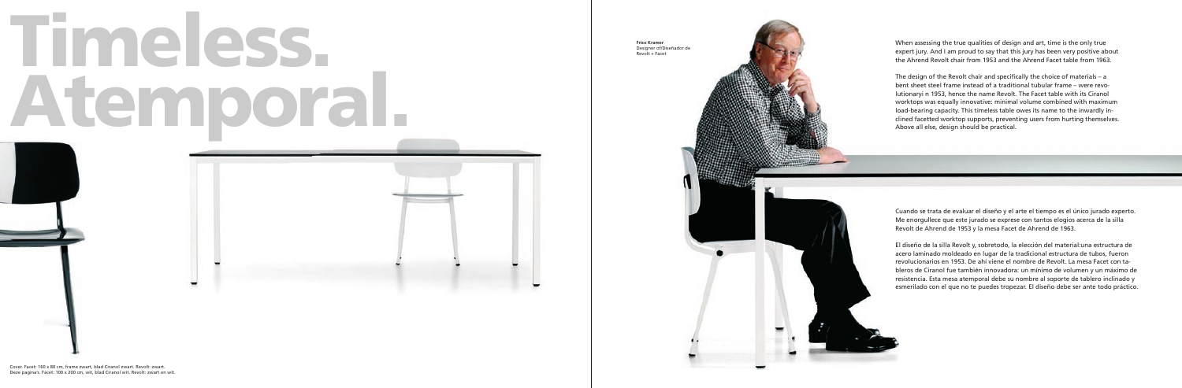# Timeless. Atemporal.

**Friso Kramer**
Designer of/Diseñador de Revolt + Facet

When assessing the true qualities of design and art, time is the only true expert jury. And I am proud to say that this jury has been very positive about the Ahrend Revolt chair from 1953 and the Ahrend Facet table from 1963.

The design of the Revolt chair and specifically the choice of materials – a bent sheet steel frame instead of a traditional tubular frame – were revolutionaryi n 1953, hence the name Revolt. The Facet table with its Ciranol worktops was equally innovative: minimal volume combined with maximum load-bearing capacity. This timeless table owes its name to the inwardly inclined facetted worktop supports, preventing users from hurting themselves. Above all else, design should be practical.

Cuando se trata de evaluar el diseño y el arte el tiempo es el único jurado experto. Me enorgullece que este jurado se exprese con tantos elogios acerca de la silla Revolt de Ahrend de 1953 y la mesa Facet de Ahrend de 1963.

El diseño de la silla Revolt y, sobretodo, la elección del material:una estructura de acero laminado moldeado en lugar de la tradicional estructura de tubos, fueron revolucionarios en 1953. De ahí viene el nombre de Revolt. La mesa Facet con tableros de Ciranol fue también innovadora: un mínimo de volumen y un máximo de resistencia. Esta mesa atemporal debe su nombre al soporte de tablero inclinado y esmerilado con el que no te puedes tropezar. El diseño debe ser ante todo práctico.

Cover. Facet: 100 x 80 cm, frame zwart, blad Ciranol zwart. Revolt: zwart.
Deze pagina's: Facet: 100 x 200 cm, wit, blad Ciranol wit. Revolt: zwart en wit.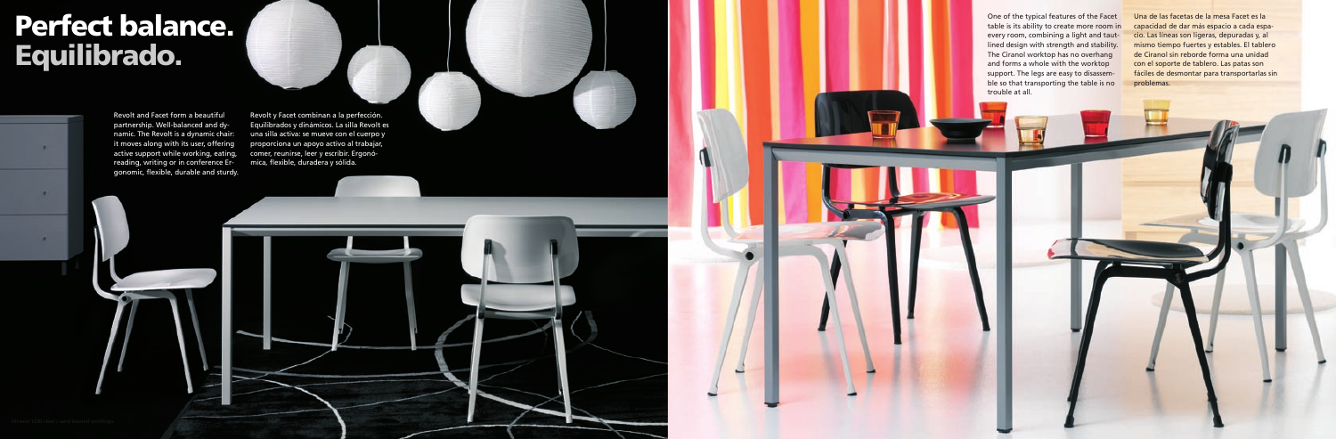# Perfect balance. Equilibrado.

Revolt and Facet form a beautiful partnership. Well-balanced and dynamic. The Revolt is a dynamic chair: it moves along with its user, offering active support while working, eating, reading, writing or in conference Ergonomic, flexible, durable and sturdy.

Revolt y Facet combinan a la perfección. Equilibrados y dinámicos. La silla Revolt es una silla activa: se mueve con el cuerpo y proporciona un apoyo activo al trabajar, comer, reunirse, leer y escribir. Ergonómica, flexible, duradera y sólida.

One of the typical features of the Facet table is its ability to create more room in every room, combining a light and taut-lined design with strength and stability. The Ciranol worktop has no overhang and forms a whole with the worktop support. The legs are easy to disassemble so that transporting the table is no trouble at all.

Una de las facetas de la mesa Facet es la capacidad de dar más espacio a cada espacio. Las líneas son ligeras, depuradas y, al mismo tiempo fuertes y estables. El tablero de Ciranol sin reborde forma una unidad con el soporte de tablero. Las patas son fáciles de desmontar para transportarlas sin problemas.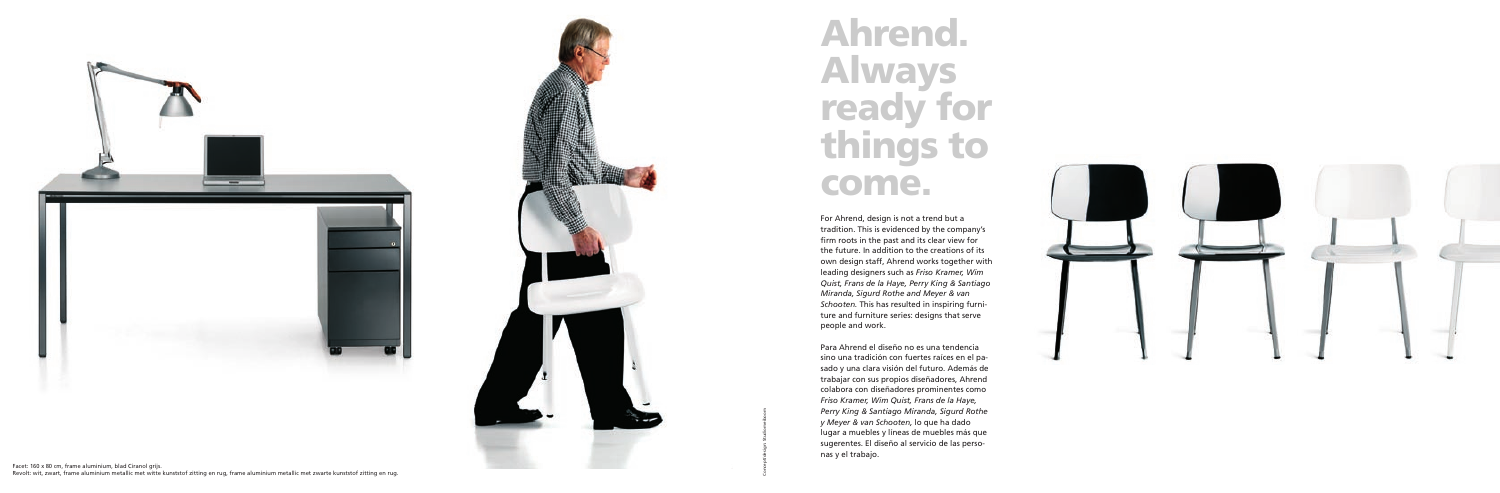# Ahrend. Always ready for things to come.

For Ahrend, design is not a trend but a tradition. This is evidenced by the company's firm roots in the past and its clear view for the future. In addition to the creations of its own design staff, Ahrend works together with leading designers such as *Friso Kramer, Wim Quist, Frans de la Haye, Perry King & Santiago Miranda, Sigurd Rothe and Meyer & van Schooten.* This has resulted in inspiring furniture and furniture series: designs that serve people and work.

Para Ahrend el diseño no es una tendencia sino una tradición con fuertes raíces en el pasado y una clara visión del futuro. Además de trabajar con sus propios diseñadores, Ahrend colabora con diseñadores prominentes como *Friso Kramer, Wim Quist, Frans de la Haye, Perry King & Santiago Miranda, Sigurd Rothe y Meyer & van Schooten,* lo que ha dado lugar a muebles y líneas de muebles más que sugerentes. El diseño al servicio de las personas y el trabajo.

Facet: 160 x 80 cm, frame aluminium, blad Ciranol grijs.
Revolt: wit, zwart, frame aluminium metallic met witte kunststof zitting en rug, frame aluminium metallic met zwarte kunststof zitting en rug.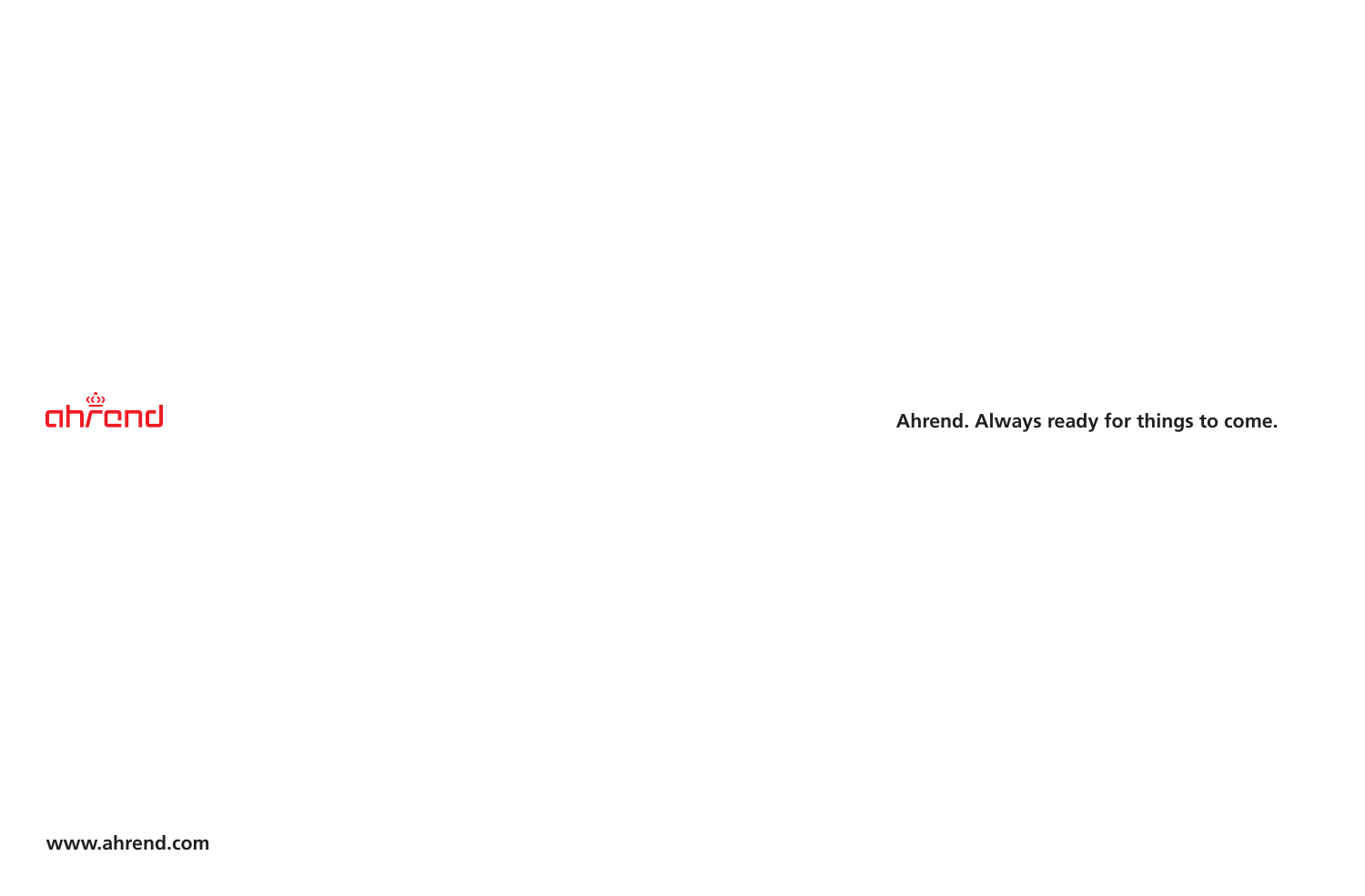ahrend

**Ahrend. Always ready for things to come.**

**www.ahrend.com**